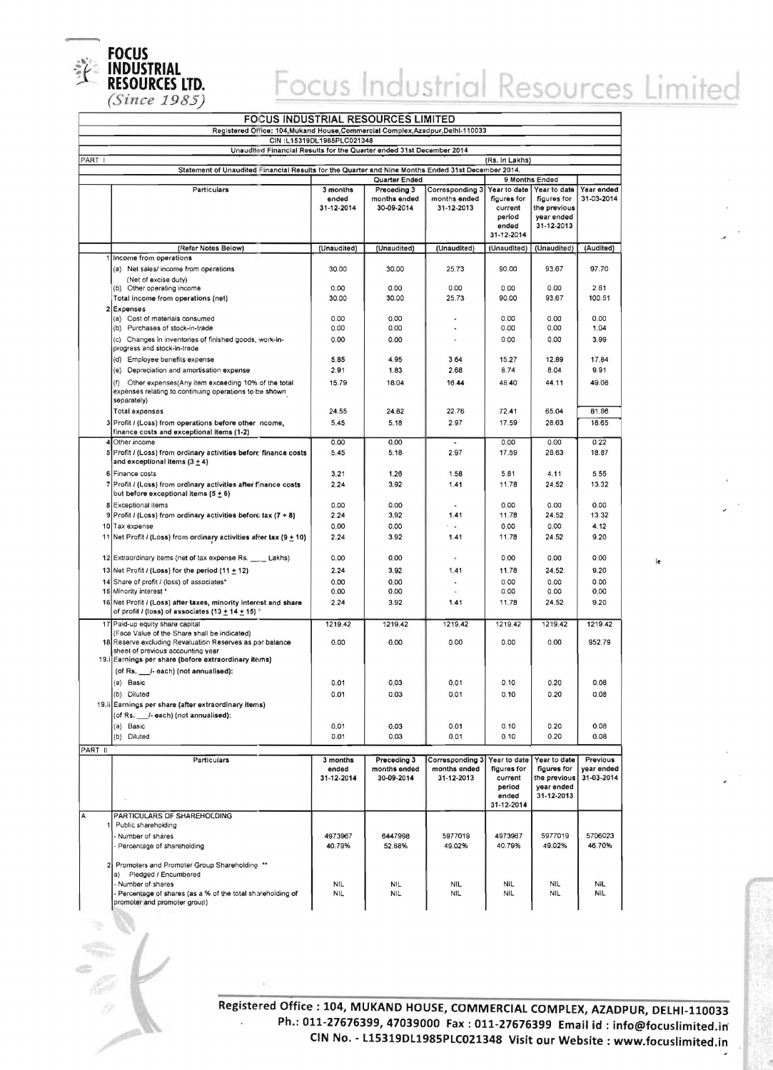# FOCUS INDUSTRIAL RESOURCES LTD.
*(Since 1985)*

# Focus Industrial Resources Limited

## FOCUS INDUSTRIAL RESOURCES LIMITED

Registered Office: 104,Mukand House,Commercial Complex,Azadpur,Delhi-110033

CIN :L15319DL1985PLC021348

Unaudited Financial Results for the Quarter ended 31st December 2014

PART I (Rs. In Lakhs)

Statement of Unaudited Financial Results for the Quarter and Nine Months Ended 31st December 2014.

| | Particulars | Quarter Ended | | | 9 Months Ended | | |
|---|---|---|---|---|---|---|---|
| | | 3 months ended 31-12-2014 | Preceding 3 months ended 30-09-2014 | Corresponding 3 months ended 31-12-2013 | Year to date figures for current period ended 31-12-2014 | Year to date figures for the previous year ended 31-12-2013 | Year ended 31-03-2014 |
| | (Refer Notes Below) | (Unaudited) | (Unaudited) | (Unaudited) | (Unaudited) | (Unaudited) | (Audited) |
| 1 | Income from operations | | | | | | |
| | (a) Net sales/ income from operations (Net of excise duty) | 30.00 | 30.00 | 25.73 | 90.00 | 93.67 | 97.70 |
| | (b) Other operating income | 0.00 | 0.00 | 0.00 | 0.00 | 0.00 | 2.81 |
| | Total income from operations (net) | 30.00 | 30.00 | 25.73 | 90.00 | 93.67 | 100.51 |
| 2 | Expenses | | | | | | |
| | (a) Cost of materials consumed | 0.00 | 0.00 | - | 0.00 | 0.00 | 0.00 |
| | (b) Purchases of stock-in-trade | 0.00 | 0.00 | - | 0.00 | 0.00 | 1.04 |
| | (c) Changes in inventories of finished goods, work-in-progress and stock-in-trade | 0.00 | 0.00 | - | 0.00 | 0.00 | 3.99 |
| | (d) Employee benefits expense | 5.85 | 4.95 | 3.64 | 15.27 | 12.89 | 17.84 |
| | (e) Depreciation and amortisation expense | 2.91 | 1.83 | 2.68 | 8.74 | 8.04 | 9.91 |
| | (f) Other expenses(Any item exceeding 10% of the total expenses relating to continuing operations to be shown separately) | 15.79 | 18.04 | 16.44 | 48.40 | 44.11 | 49.08 |
| | Total expenses | 24.55 | 24.82 | 22.76 | 72.41 | 65.04 | 81.86 |
| 3 | Profit / (Loss) from operations before other income, finance costs and exceptional items (1-2) | 5.45 | 5.18 | 2.97 | 17.59 | 28.63 | 18.65 |
| 4 | Other income | 0.00 | 0.00 | - | 0.00 | 0.00 | 0.22 |
| 5 | Profit / (Loss) from ordinary activities before finance costs and exceptional items (3 ± 4) | 5.45 | 5.18 | 2.97 | 17.59 | 28.63 | 18.87 |
| 6 | Finance costs | 3.21 | 1.26 | 1.56 | 5.81 | 4.11 | 5.55 |
| 7 | Profit / (Loss) from ordinary activities after finance costs but before exceptional items (5 ± 6) | 2.24 | 3.92 | 1.41 | 11.78 | 24.52 | 13.32 |
| 8 | Exceptional items | 0.00 | 0.00 | - | 0.00 | 0.00 | 0.00 |
| 9 | Profit / (Loss) from ordinary activities before tax (7 + 8) | 2.24 | 3.92 | 1.41 | 11.78 | 24.52 | 13.32 |
| 10 | Tax expense | 0.00 | 0.00 | - | 0.00 | 0.00 | 4.12 |
| 11 | Net Profit / (Loss) from ordinary activities after tax (9 ± 10) | 2.24 | 3.92 | 1.41 | 11.78 | 24.52 | 9.20 |
| 12 | Extraordinary items (net of tax expense Rs. ____ Lakhs) | 0.00 | 0.00 | - | 0.00 | 0.00 | 0.00 |
| 13 | Net Profit / (Loss) for the period (11 ± 12) | 2.24 | 3.92 | 1.41 | 11.78 | 24.52 | 9.20 |
| 14 | Share of profit / (loss) of associates* | 0.00 | 0.00 | - | 0.00 | 0.00 | 0.00 |
| 15 | Minority interest * | 0.00 | 0.00 | - | 0.00 | 0.00 | 0.00 |
| 16 | Net Profit / (Loss) after taxes, minority interest and share of profit / (loss) of associates (13 ± 14 ± 15) * | 2.24 | 3.92 | 1.41 | 11.78 | 24.52 | 9.20 |
| 17 | Paid-up equity share capital (Face Value of the Share shall be indicated) | 1219.42 | 1219.42 | 1219.42 | 1219.42 | 1219.42 | 1219.42 |
| 18 | Reserve excluding Revaluation Reserves as per balance sheet of previous accounting year | 0.00 | 0.00 | 0.00 | 0.00 | 0.00 | 952.79 |
| 19.i | Earnings per share (before extraordinary items) (of Rs. ___/- each) (not annualised): | | | | | | |
| | (a) Basic | 0.01 | 0.03 | 0.01 | 0.10 | 0.20 | 0.08 |
| | (b) Diluted | 0.01 | 0.03 | 0.01 | 0.10 | 0.20 | 0.08 |
| 19.ii | Earnings per share (after extraordinary items) (of Rs. ___/- each) (not annualised): | | | | | | |
| | (a) Basic | 0.01 | 0.03 | 0.01 | 0.10 | 0.20 | 0.08 |
| | (b) Diluted | 0.01 | 0.03 | 0.01 | 0.10 | 0.20 | 0.08 |

PART II

| | Particulars | 3 months ended 31-12-2014 | Preceding 3 months ended 30-09-2014 | Corresponding 3 months ended 31-12-2013 | Year to date figures for current period ended 31-12-2014 | Year to date figures for the previous year ended 31-12-2013 | Previous year ended 31-03-2014 |
|---|---|---|---|---|---|---|---|
| A | PARTICULARS OF SHAREHOLDING | | | | | | |
| 1 | Public shareholding | | | | | | |
| | - Number of shares | 4973967 | 6447998 | 5977019 | 4973967 | 5977019 | 5706023 |
| | - Percentage of shareholding | 40.79% | 52.88% | 49.02% | 40.79% | 49.02% | 46.70% |
| 2 | Promoters and Promoter Group Shareholding ** | | | | | | |
| | a) Pledged / Encumbered | | | | | | |
| | - Number of shares | NIL | NIL | NIL | NIL | NIL | NIL |
| | - Percentage of shares (as a % of the total shareholding of promoter and promoter group) | NIL | NIL | NIL | NIL | NIL | NIL |

Registered Office : 104, MUKAND HOUSE, COMMERCIAL COMPLEX, AZADPUR, DELHI-110033
Ph.: 011-27676399, 47039000 Fax : 011-27676399 Email id : info@focuslimited.in
CIN No. - L15319DL1985PLC021348 Visit our Website : www.focuslimited.in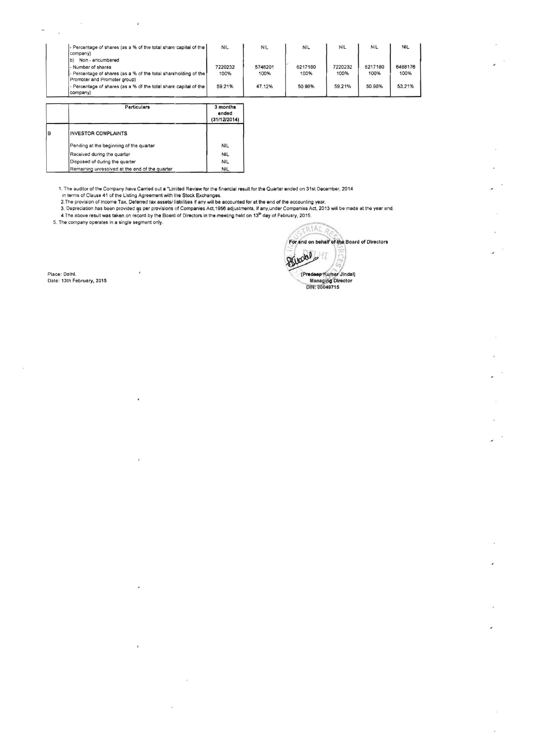| | | | | | | | |
|---|---|---|---|---|---|---|---|
| | - Percentage of shares (as a % of the total share capital of the company) | NIL | NIL | NIL | NIL | NIL | NIL |
| | b) Non - encumbered | | | | | | |
| | - Number of shares | 7220232 | 5748201 | 6217180 | 7220232 | 6217180 | 6488176 |
| | - Percentage of shares (as a % of the total shareholding of the Promoter and Promoter group) | 100% | 100% | 100% | 100% | 100% | 100% |
| | - Percentage of shares (as a % of the total share capital of the company) | 59.21% | 47.12% | 50.98% | 59.21% | 50.98% | 53.21% |

| | Particulars | 3 months ended (31/12/2014) |
|---|---|---|
| B | INVESTOR COMPLAINTS | |
| | Pending at the beginning of the quarter | NIL |
| | Received during the quarter | NIL |
| | Disposed of during the quarter | NIL |
| | Remaining unresolved at the end of the quarter | NIL |

1. The auditor of the Company have Carried out a "Limited Review for the financial result for the Quarter ended on 31st December, 2014 in terms of Clause 41 of the Listing Agreement with the Stock Exchanges.
2. The provision of Income Tax, Deferred tax assets/ liabilities if any will be accounted for at the end of the accounting year.
3. Depreciation has been provided as per provisions of Companies Act,1956 adjustments, if any,under Companies Act, 2013 will be made at the year end.
4. The above result was taken on record by the Board of Directors in the meeting held on 13th day of February, 2015.
5. The company operates in a single segment only.

For and on behalf of the Board of Directors

(Pradeep Kumar Jindal)
Managing Director
DIN: 00049715

Place: Delhi.
Date: 13th February, 2015